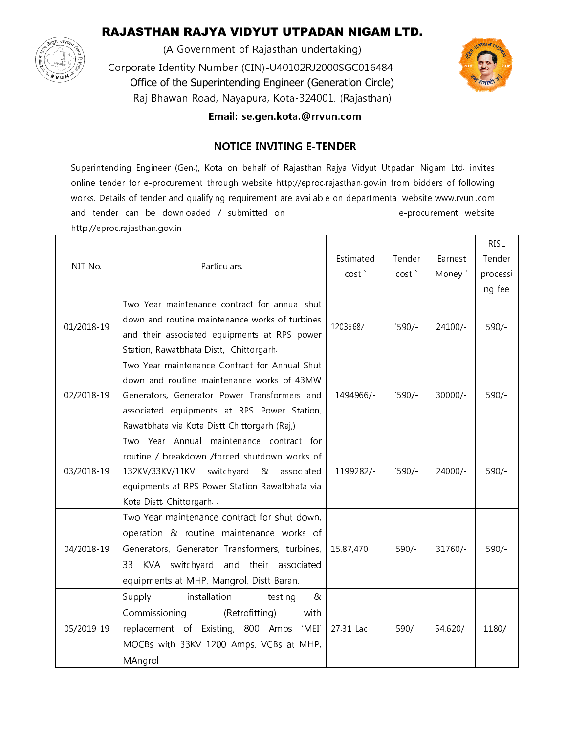# RAJASTHAN RAJYA VIDYUT UTPADAN NIGAM LTD.

(A Government of Rajasthan undertaking)

Corporate Identity Number (CIN)-U40102RJ2000SGC016484

Office of the Superintending Engineer (Generation Circle)

Raj Bhawan Road, Nayapura, Kota-324001. (Rajasthan)

**Email: se.gen.kota.@rrvun.com**

## NOTICE INVITING E-TENDER

Superintending Engineer (Gen.), Kota on behalf of Rajasthan Rajya Vidyut Utpadan Nigam Ltd. invites online tender for e-procurement through website http://eproc.rajasthan.gov.in from bidders of following works. Details of tender and qualifying requirement are available on departmental website www.rvunl.com and tender can be downloaded / submitted on e-procurement website http://eproc.rajasthan.gov.in

| NIT No. | Particulars. | Estimated cost ` | Tender cost ` | Earnest Money ` | RISL Tender processing fee |
|---|---|---|---|---|---|
| 01/2018-19 | Two Year maintenance contract for annual shut down and routine maintenance works of turbines and their associated equipments at RPS power Station, Rawatbhata Distt, Chittorgarh. | 1203568/- | `590/- | 24100/- | 590/- |
| 02/2018-19 | Two Year maintenance Contract for Annual Shut down and routine maintenance works of 43MW Generators, Generator Power Transformers and associated equipments at RPS Power Station, Rawatbhata via Kota Distt Chittorgarh (Raj,) | 1494966/- | `590/- | 30000/- | 590/- |
| 03/2018-19 | Two Year Annual maintenance contract for routine / breakdown /forced shutdown works of 132KV/33KV/11KV switchyard & associated equipments at RPS Power Station Rawatbhata via Kota Distt. Chittorgarh. . | 1199282/- | `590/- | 24000/- | 590/- |
| 04/2018-19 | Two Year maintenance contract for shut down, operation & routine maintenance works of Generators, Generator Transformers, turbines, 33 KVA switchyard and their associated equipments at MHP, Mangrol, Distt Baran. | 15,87,470 | 590/- | 31760/- | 590/- |
| 05/2019-19 | Supply installation testing & Commissioning (Retrofitting) with replacement of Existing, 800 Amps 'MEI' MOCBs with 33KV 1200 Amps. VCBs at MHP, MAngrol | 27.31 Lac | 590/- | 54,620/- | 1180/- |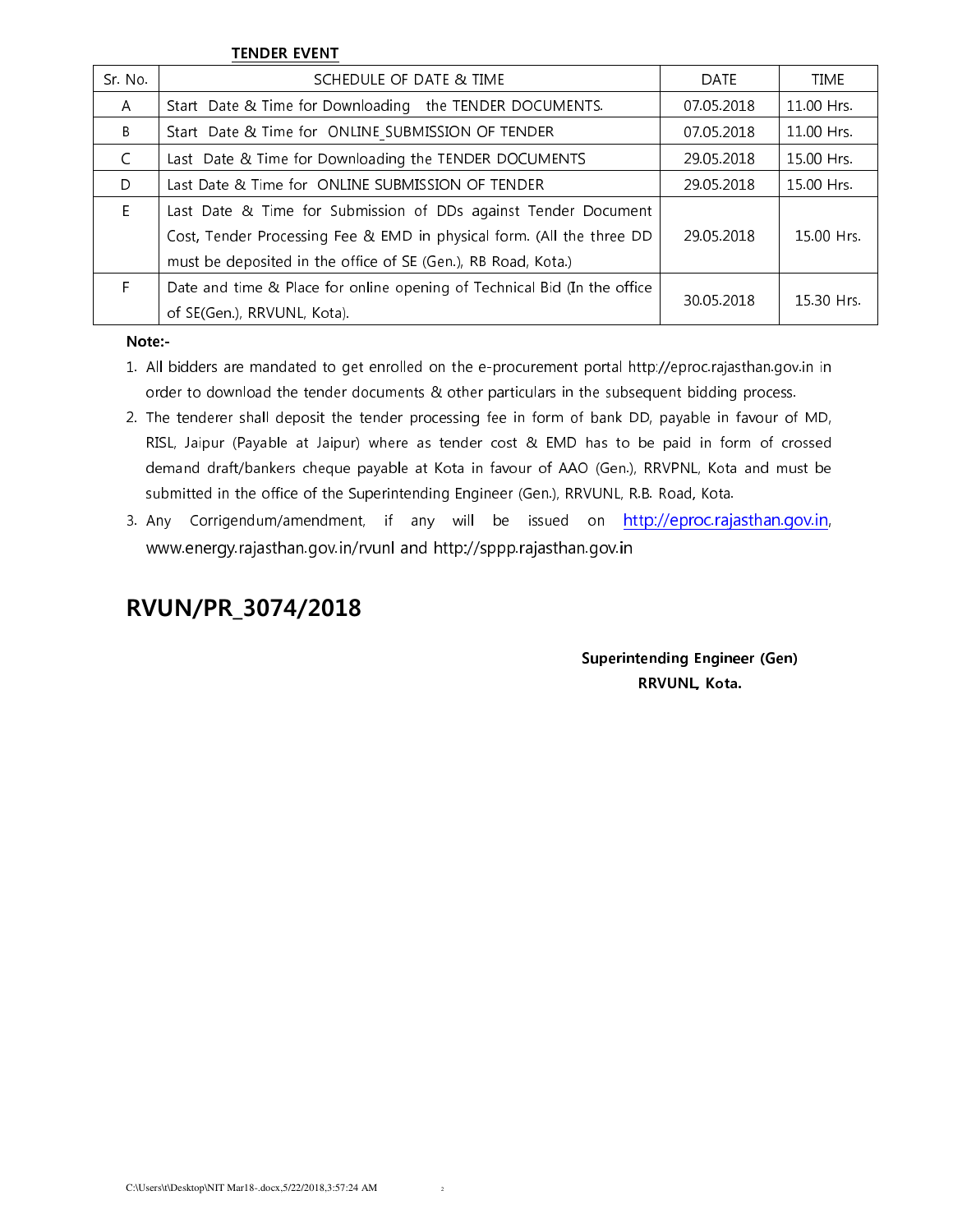**TENDER EVENT**

| Sr. No. | SCHEDULE OF DATE & TIME | DATE | TIME |
|---|---|---|---|
| A | Start Date & Time for Downloading the TENDER DOCUMENTS. | 07.05.2018 | 11.00 Hrs. |
| B | Start Date & Time for ONLINE_SUBMISSION OF TENDER | 07.05.2018 | 11.00 Hrs. |
| C | Last Date & Time for Downloading the TENDER DOCUMENTS | 29.05.2018 | 15.00 Hrs. |
| D | Last Date & Time for ONLINE SUBMISSION OF TENDER | 29.05.2018 | 15.00 Hrs. |
| E | Last Date & Time for Submission of DDs against Tender Document Cost, Tender Processing Fee & EMD in physical form. (All the three DD must be deposited in the office of SE (Gen.), RB Road, Kota.) | 29.05.2018 | 15.00 Hrs. |
| F | Date and time & Place for online opening of Technical Bid (In the office of SE(Gen.), RRVUNL, Kota). | 30.05.2018 | 15.30 Hrs. |

**Note:-**

1. All bidders are mandated to get enrolled on the e-procurement portal http://eproc.rajasthan.gov.in in order to download the tender documents & other particulars in the subsequent bidding process.
2. The tenderer shall deposit the tender processing fee in form of bank DD, payable in favour of MD, RISL, Jaipur (Payable at Jaipur) where as tender cost & EMD has to be paid in form of crossed demand draft/bankers cheque payable at Kota in favour of AAO (Gen.), RRVPNL, Kota and must be submitted in the office of the Superintending Engineer (Gen.), RRVUNL, R.B. Road, Kota.
3. Any Corrigendum/amendment, if any will be issued on http://eproc.rajasthan.gov.in, www.energy.rajasthan.gov.in/rvunl and http://sppp.rajasthan.gov.in

## RVUN/PR_3074/2018

**Superintending Engineer (Gen)**
**RRVUNL, Kota.**

C:\Users\t\Desktop\NIT Mar18-.docx,5/22/2018,3:57:24 AM